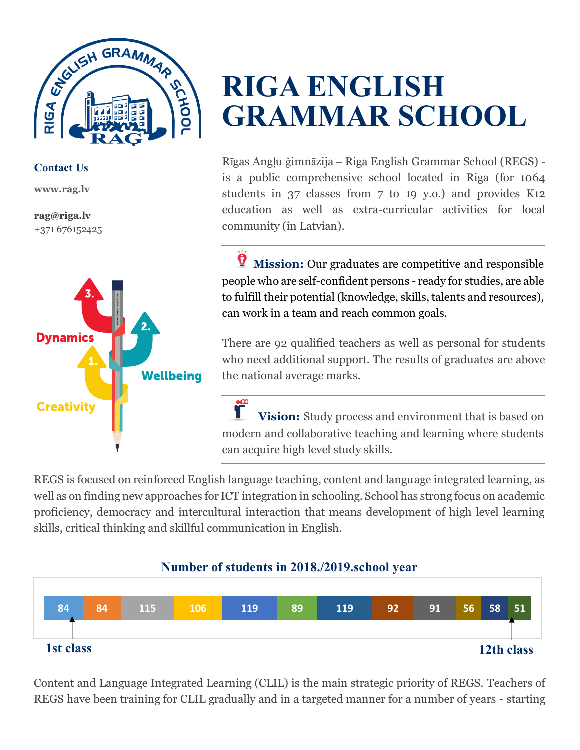# RIGA ENGLISH GRAMMAR SCHOOL

**Contact Us**

**www.rag.lv**

**rag@riga.lv**
+371 676152425

Rīgas Angļu ģimnāzija – Riga English Grammar School (REGS) - is a public comprehensive school located in Riga (for 1064 students in 37 classes from 7 to 19 y.o.) and provides K12 education as well as extra-curricular activities for local community (in Latvian).

**Mission:** Our graduates are competitive and responsible people who are self-confident persons - ready for studies, are able to fulfill their potential (knowledge, skills, talents and resources), can work in a team and reach common goals.

There are 92 qualified teachers as well as personal for students who need additional support. The results of graduates are above the national average marks.

**Vision:** Study process and environment that is based on modern and collaborative teaching and learning where students can acquire high level study skills.

Dynamics
Wellbeing
Creativity

REGS is focused on reinforced English language teaching, content and language integrated learning, as well as on finding new approaches for ICT integration in schooling. School has strong focus on academic proficiency, democracy and intercultural interaction that means development of high level learning skills, critical thinking and skillful communication in English.

## Number of students in 2018./2019.school year

| 1st class | | | | | | | | | | | 12th class |
|---|---|---|---|---|---|---|---|---|---|---|---|
| 84 | 84 | 115 | 106 | 119 | 89 | 119 | 92 | 91 | 56 | 58 | 51 |

Content and Language Integrated Learning (CLIL) is the main strategic priority of REGS. Teachers of REGS have been training for CLIL gradually and in a targeted manner for a number of years - starting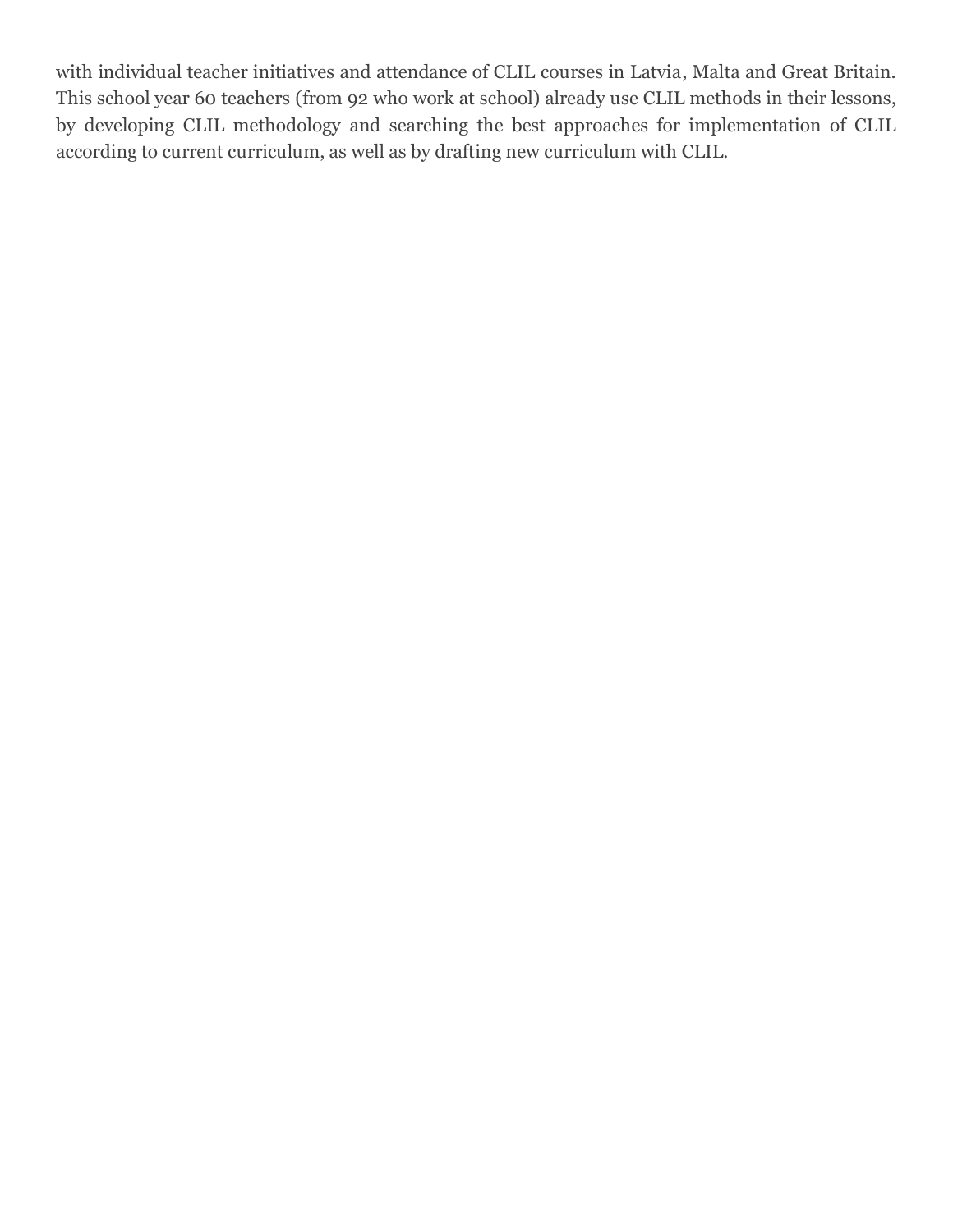with individual teacher initiatives and attendance of CLIL courses in Latvia, Malta and Great Britain. This school year 60 teachers (from 92 who work at school) already use CLIL methods in their lessons, by developing CLIL methodology and searching the best approaches for implementation of CLIL according to current curriculum, as well as by drafting new curriculum with CLIL.